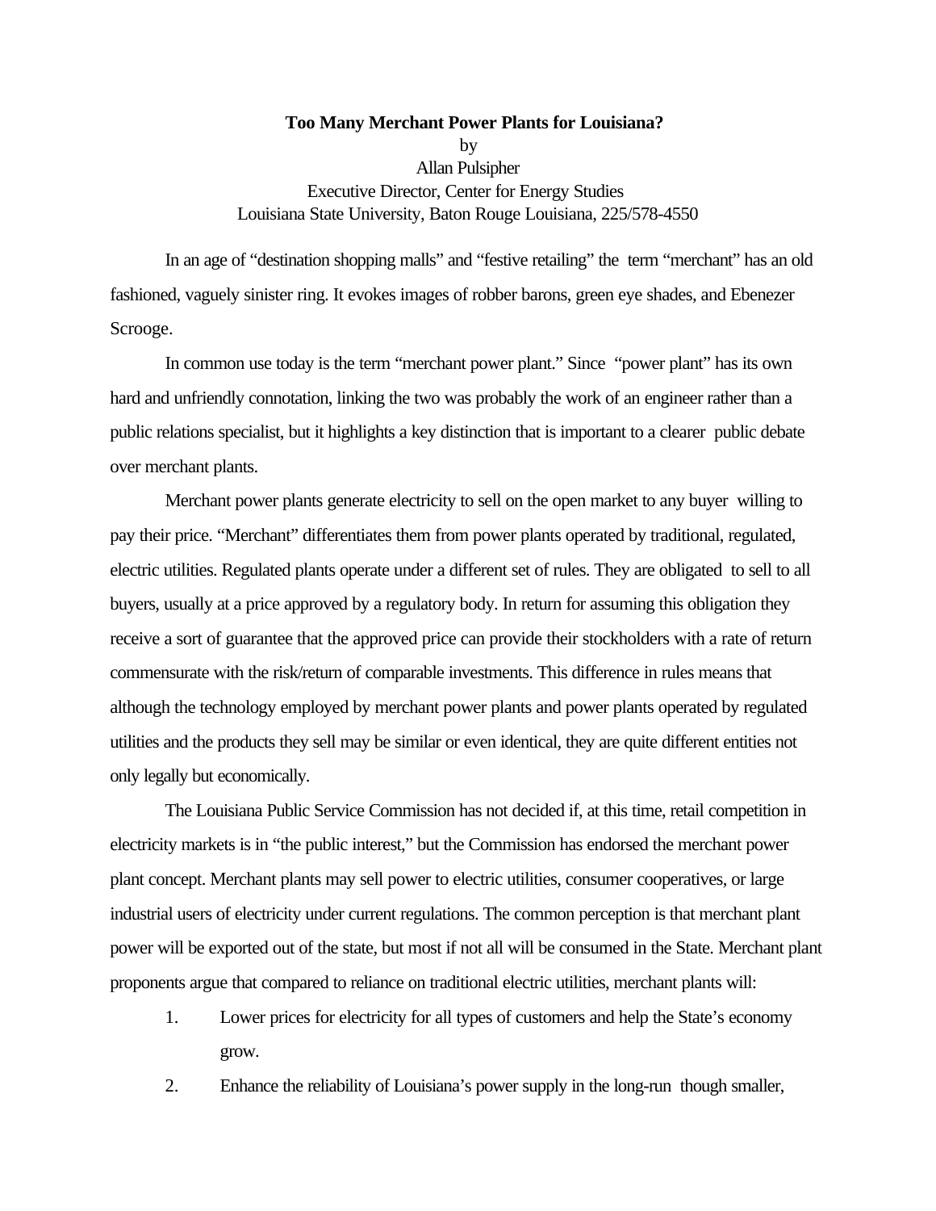# Too Many Merchant Power Plants for Louisiana?

by

Allan Pulsipher

Executive Director, Center for Energy Studies

Louisiana State University, Baton Rouge Louisiana, 225/578-4550

In an age of "destination shopping malls" and "festive retailing" the term "merchant" has an old fashioned, vaguely sinister ring. It evokes images of robber barons, green eye shades, and Ebenezer Scrooge.

In common use today is the term "merchant power plant." Since "power plant" has its own hard and unfriendly connotation, linking the two was probably the work of an engineer rather than a public relations specialist, but it highlights a key distinction that is important to a clearer public debate over merchant plants.

Merchant power plants generate electricity to sell on the open market to any buyer willing to pay their price. "Merchant" differentiates them from power plants operated by traditional, regulated, electric utilities. Regulated plants operate under a different set of rules. They are obligated to sell to all buyers, usually at a price approved by a regulatory body. In return for assuming this obligation they receive a sort of guarantee that the approved price can provide their stockholders with a rate of return commensurate with the risk/return of comparable investments. This difference in rules means that although the technology employed by merchant power plants and power plants operated by regulated utilities and the products they sell may be similar or even identical, they are quite different entities not only legally but economically.

The Louisiana Public Service Commission has not decided if, at this time, retail competition in electricity markets is in "the public interest," but the Commission has endorsed the merchant power plant concept. Merchant plants may sell power to electric utilities, consumer cooperatives, or large industrial users of electricity under current regulations. The common perception is that merchant plant power will be exported out of the state, but most if not all will be consumed in the State. Merchant plant proponents argue that compared to reliance on traditional electric utilities, merchant plants will:

1. Lower prices for electricity for all types of customers and help the State's economy grow.
2. Enhance the reliability of Louisiana's power supply in the long-run though smaller,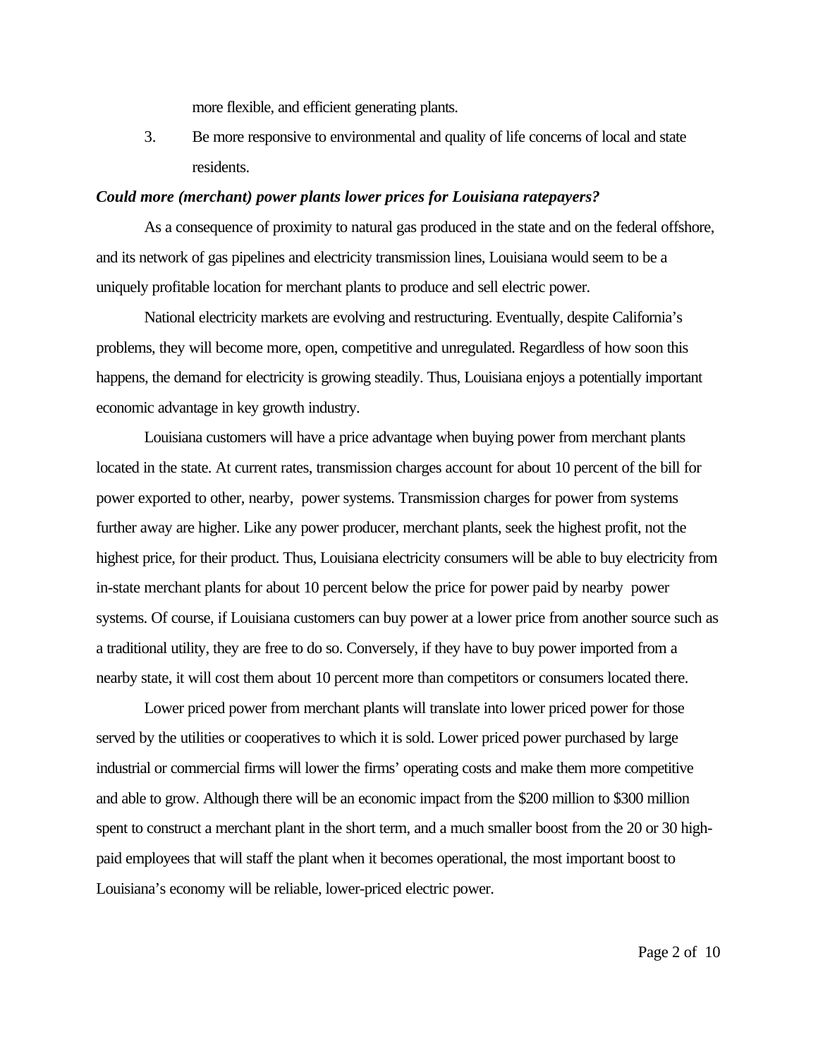more flexible, and efficient generating plants.

3. Be more responsive to environmental and quality of life concerns of local and state residents.

***Could more (merchant) power plants lower prices for Louisiana ratepayers?***

As a consequence of proximity to natural gas produced in the state and on the federal offshore, and its network of gas pipelines and electricity transmission lines, Louisiana would seem to be a uniquely profitable location for merchant plants to produce and sell electric power.

National electricity markets are evolving and restructuring. Eventually, despite California's problems, they will become more, open, competitive and unregulated. Regardless of how soon this happens, the demand for electricity is growing steadily. Thus, Louisiana enjoys a potentially important economic advantage in key growth industry.

Louisiana customers will have a price advantage when buying power from merchant plants located in the state. At current rates, transmission charges account for about 10 percent of the bill for power exported to other, nearby, power systems. Transmission charges for power from systems further away are higher. Like any power producer, merchant plants, seek the highest profit, not the highest price, for their product. Thus, Louisiana electricity consumers will be able to buy electricity from in-state merchant plants for about 10 percent below the price for power paid by nearby power systems. Of course, if Louisiana customers can buy power at a lower price from another source such as a traditional utility, they are free to do so. Conversely, if they have to buy power imported from a nearby state, it will cost them about 10 percent more than competitors or consumers located there.

Lower priced power from merchant plants will translate into lower priced power for those served by the utilities or cooperatives to which it is sold. Lower priced power purchased by large industrial or commercial firms will lower the firms' operating costs and make them more competitive and able to grow. Although there will be an economic impact from the $200 million to $300 million spent to construct a merchant plant in the short term, and a much smaller boost from the 20 or 30 high-paid employees that will staff the plant when it becomes operational, the most important boost to Louisiana's economy will be reliable, lower-priced electric power.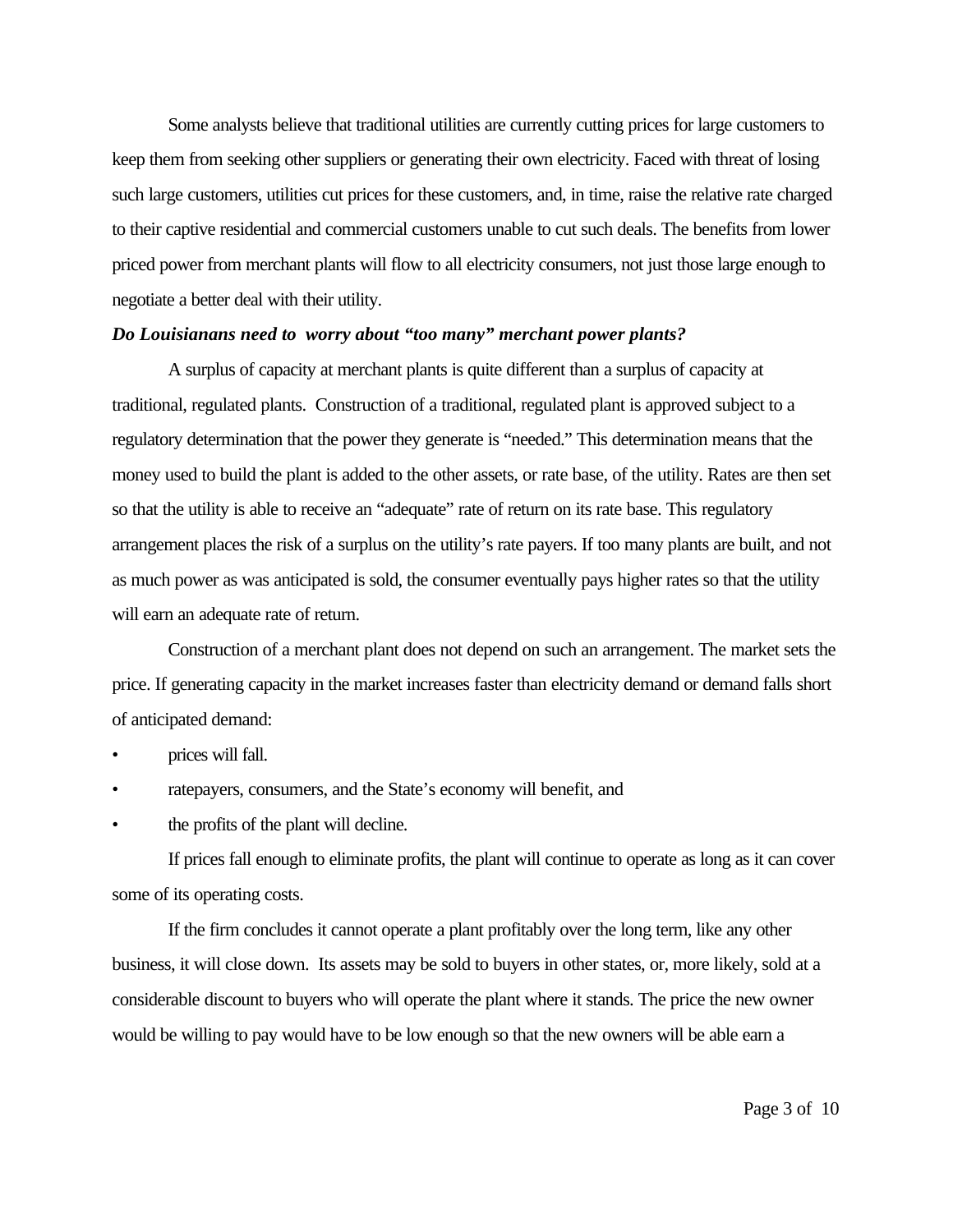Some analysts believe that traditional utilities are currently cutting prices for large customers to keep them from seeking other suppliers or generating their own electricity. Faced with threat of losing such large customers, utilities cut prices for these customers, and, in time, raise the relative rate charged to their captive residential and commercial customers unable to cut such deals. The benefits from lower priced power from merchant plants will flow to all electricity consumers, not just those large enough to negotiate a better deal with their utility.

***Do Louisianans need to worry about "too many" merchant power plants?***

A surplus of capacity at merchant plants is quite different than a surplus of capacity at traditional, regulated plants. Construction of a traditional, regulated plant is approved subject to a regulatory determination that the power they generate is "needed." This determination means that the money used to build the plant is added to the other assets, or rate base, of the utility. Rates are then set so that the utility is able to receive an "adequate" rate of return on its rate base. This regulatory arrangement places the risk of a surplus on the utility's rate payers. If too many plants are built, and not as much power as was anticipated is sold, the consumer eventually pays higher rates so that the utility will earn an adequate rate of return.

Construction of a merchant plant does not depend on such an arrangement. The market sets the price. If generating capacity in the market increases faster than electricity demand or demand falls short of anticipated demand:

- prices will fall.
- ratepayers, consumers, and the State's economy will benefit, and
- the profits of the plant will decline.

If prices fall enough to eliminate profits, the plant will continue to operate as long as it can cover some of its operating costs.

If the firm concludes it cannot operate a plant profitably over the long term, like any other business, it will close down. Its assets may be sold to buyers in other states, or, more likely, sold at a considerable discount to buyers who will operate the plant where it stands. The price the new owner would be willing to pay would have to be low enough so that the new owners will be able earn a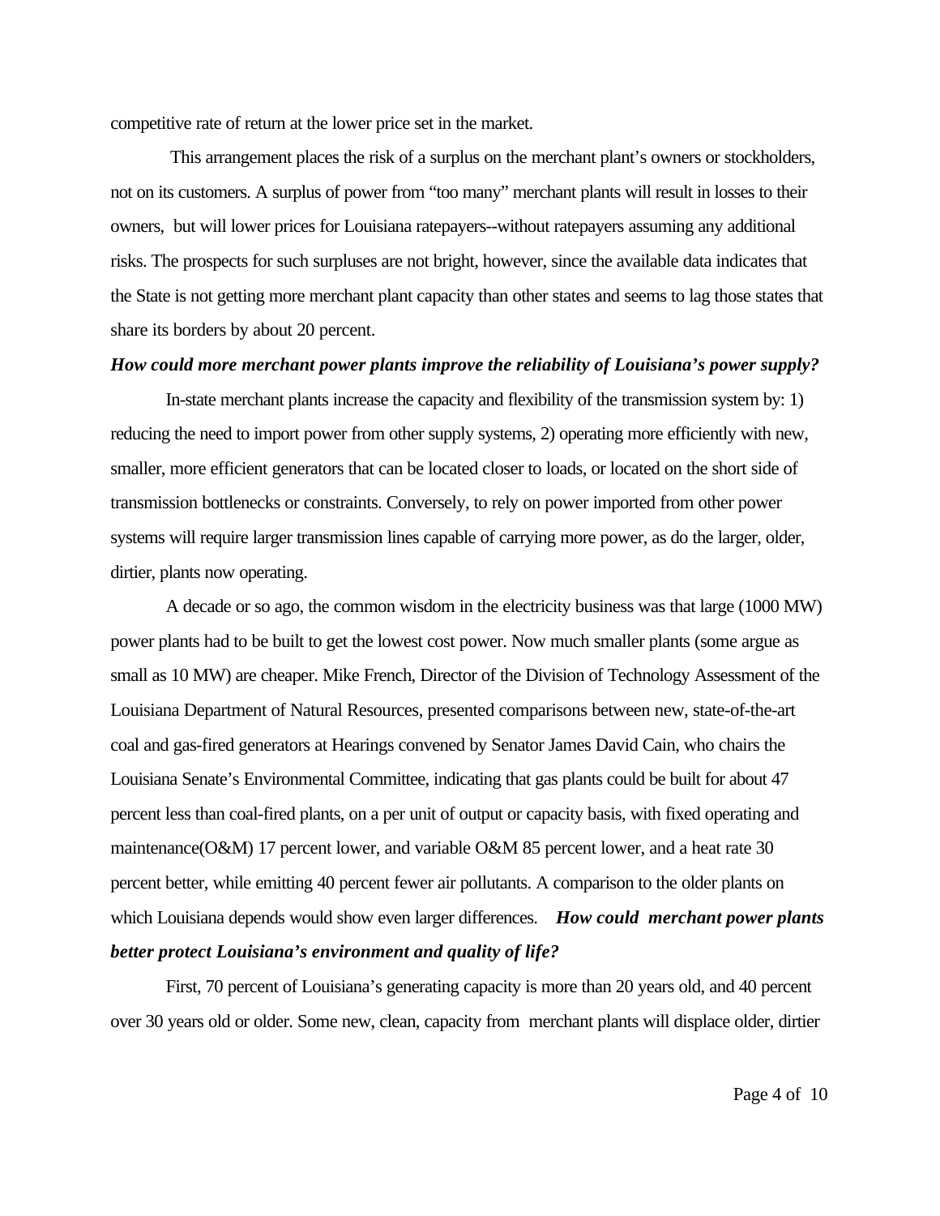competitive rate of return at the lower price set in the market.

This arrangement places the risk of a surplus on the merchant plant's owners or stockholders, not on its customers. A surplus of power from "too many" merchant plants will result in losses to their owners, but will lower prices for Louisiana ratepayers--without ratepayers assuming any additional risks. The prospects for such surpluses are not bright, however, since the available data indicates that the State is not getting more merchant plant capacity than other states and seems to lag those states that share its borders by about 20 percent.

***How could more merchant power plants improve the reliability of Louisiana's power supply?***

In-state merchant plants increase the capacity and flexibility of the transmission system by: 1) reducing the need to import power from other supply systems, 2) operating more efficiently with new, smaller, more efficient generators that can be located closer to loads, or located on the short side of transmission bottlenecks or constraints. Conversely, to rely on power imported from other power systems will require larger transmission lines capable of carrying more power, as do the larger, older, dirtier, plants now operating.

A decade or so ago, the common wisdom in the electricity business was that large (1000 MW) power plants had to be built to get the lowest cost power. Now much smaller plants (some argue as small as 10 MW) are cheaper. Mike French, Director of the Division of Technology Assessment of the Louisiana Department of Natural Resources, presented comparisons between new, state-of-the-art coal and gas-fired generators at Hearings convened by Senator James David Cain, who chairs the Louisiana Senate's Environmental Committee, indicating that gas plants could be built for about 47 percent less than coal-fired plants, on a per unit of output or capacity basis, with fixed operating and maintenance(O&M) 17 percent lower, and variable O&M 85 percent lower, and a heat rate 30 percent better, while emitting 40 percent fewer air pollutants. A comparison to the older plants on which Louisiana depends would show even larger differences.

***How could merchant power plants better protect Louisiana's environment and quality of life?***

First, 70 percent of Louisiana's generating capacity is more than 20 years old, and 40 percent over 30 years old or older. Some new, clean, capacity from merchant plants will displace older, dirtier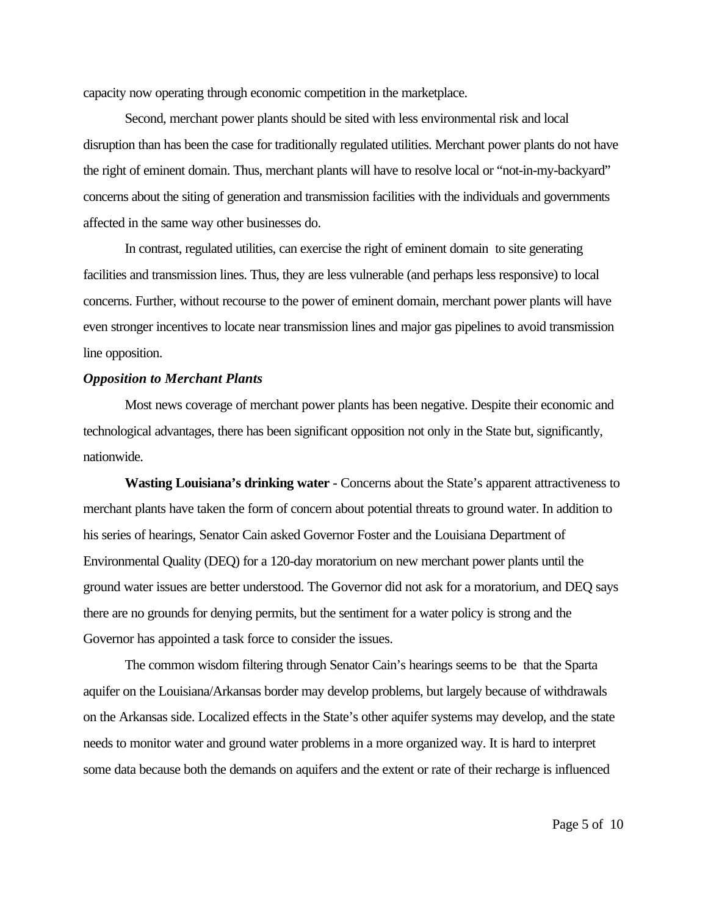capacity now operating through economic competition in the marketplace.

Second, merchant power plants should be sited with less environmental risk and local disruption than has been the case for traditionally regulated utilities. Merchant power plants do not have the right of eminent domain. Thus, merchant plants will have to resolve local or "not-in-my-backyard" concerns about the siting of generation and transmission facilities with the individuals and governments affected in the same way other businesses do.

In contrast, regulated utilities, can exercise the right of eminent domain to site generating facilities and transmission lines. Thus, they are less vulnerable (and perhaps less responsive) to local concerns. Further, without recourse to the power of eminent domain, merchant power plants will have even stronger incentives to locate near transmission lines and major gas pipelines to avoid transmission line opposition.

***Opposition to Merchant Plants***

Most news coverage of merchant power plants has been negative. Despite their economic and technological advantages, there has been significant opposition not only in the State but, significantly, nationwide.

**Wasting Louisiana's drinking water -** Concerns about the State's apparent attractiveness to merchant plants have taken the form of concern about potential threats to ground water. In addition to his series of hearings, Senator Cain asked Governor Foster and the Louisiana Department of Environmental Quality (DEQ) for a 120-day moratorium on new merchant power plants until the ground water issues are better understood. The Governor did not ask for a moratorium, and DEQ says there are no grounds for denying permits, but the sentiment for a water policy is strong and the Governor has appointed a task force to consider the issues.

The common wisdom filtering through Senator Cain's hearings seems to be that the Sparta aquifer on the Louisiana/Arkansas border may develop problems, but largely because of withdrawals on the Arkansas side. Localized effects in the State's other aquifer systems may develop, and the state needs to monitor water and ground water problems in a more organized way. It is hard to interpret some data because both the demands on aquifers and the extent or rate of their recharge is influenced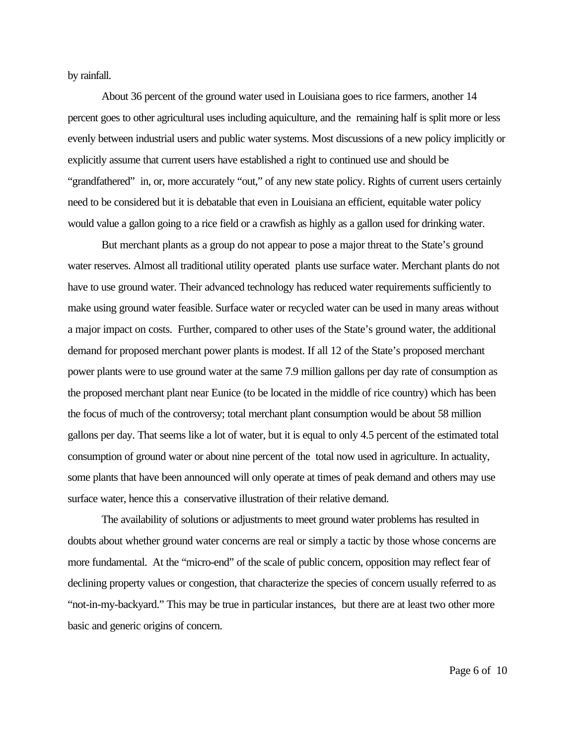by rainfall.

About 36 percent of the ground water used in Louisiana goes to rice farmers, another 14 percent goes to other agricultural uses including aquiculture, and the remaining half is split more or less evenly between industrial users and public water systems. Most discussions of a new policy implicitly or explicitly assume that current users have established a right to continued use and should be "grandfathered" in, or, more accurately "out," of any new state policy. Rights of current users certainly need to be considered but it is debatable that even in Louisiana an efficient, equitable water policy would value a gallon going to a rice field or a crawfish as highly as a gallon used for drinking water.

But merchant plants as a group do not appear to pose a major threat to the State's ground water reserves. Almost all traditional utility operated plants use surface water. Merchant plants do not have to use ground water. Their advanced technology has reduced water requirements sufficiently to make using ground water feasible. Surface water or recycled water can be used in many areas without a major impact on costs. Further, compared to other uses of the State's ground water, the additional demand for proposed merchant power plants is modest. If all 12 of the State's proposed merchant power plants were to use ground water at the same 7.9 million gallons per day rate of consumption as the proposed merchant plant near Eunice (to be located in the middle of rice country) which has been the focus of much of the controversy; total merchant plant consumption would be about 58 million gallons per day. That seems like a lot of water, but it is equal to only 4.5 percent of the estimated total consumption of ground water or about nine percent of the total now used in agriculture. In actuality, some plants that have been announced will only operate at times of peak demand and others may use surface water, hence this a conservative illustration of their relative demand.

The availability of solutions or adjustments to meet ground water problems has resulted in doubts about whether ground water concerns are real or simply a tactic by those whose concerns are more fundamental. At the "micro-end" of the scale of public concern, opposition may reflect fear of declining property values or congestion, that characterize the species of concern usually referred to as "not-in-my-backyard." This may be true in particular instances, but there are at least two other more basic and generic origins of concern.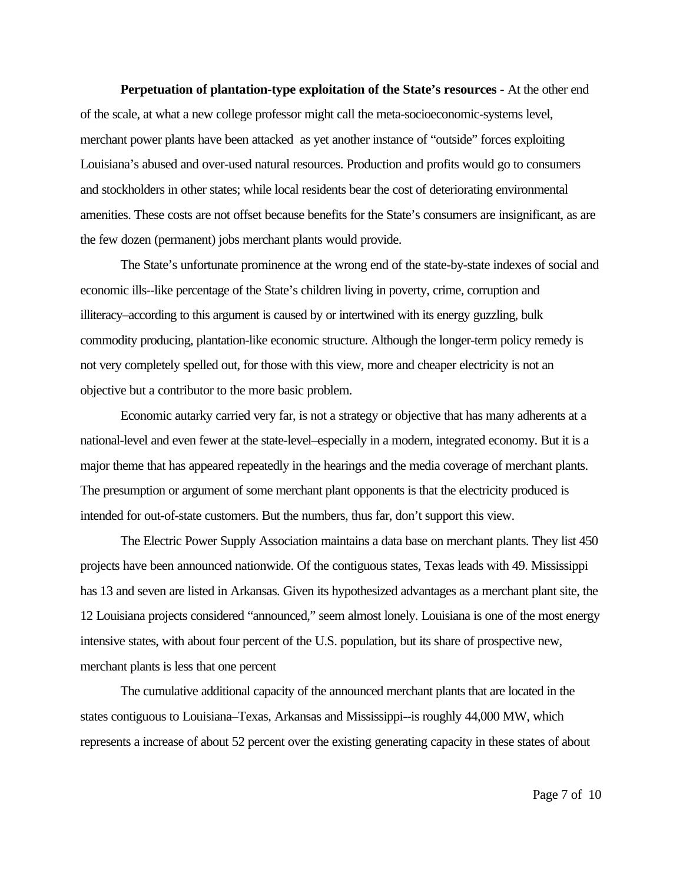**Perpetuation of plantation-type exploitation of the State's resources -** At the other end of the scale, at what a new college professor might call the meta-socioeconomic-systems level, merchant power plants have been attacked as yet another instance of "outside" forces exploiting Louisiana's abused and over-used natural resources. Production and profits would go to consumers and stockholders in other states; while local residents bear the cost of deteriorating environmental amenities. These costs are not offset because benefits for the State's consumers are insignificant, as are the few dozen (permanent) jobs merchant plants would provide.

The State's unfortunate prominence at the wrong end of the state-by-state indexes of social and economic ills--like percentage of the State's children living in poverty, crime, corruption and illiteracy–according to this argument is caused by or intertwined with its energy guzzling, bulk commodity producing, plantation-like economic structure. Although the longer-term policy remedy is not very completely spelled out, for those with this view, more and cheaper electricity is not an objective but a contributor to the more basic problem.

Economic autarky carried very far, is not a strategy or objective that has many adherents at a national-level and even fewer at the state-level–especially in a modern, integrated economy. But it is a major theme that has appeared repeatedly in the hearings and the media coverage of merchant plants. The presumption or argument of some merchant plant opponents is that the electricity produced is intended for out-of-state customers. But the numbers, thus far, don't support this view.

The Electric Power Supply Association maintains a data base on merchant plants. They list 450 projects have been announced nationwide. Of the contiguous states, Texas leads with 49. Mississippi has 13 and seven are listed in Arkansas. Given its hypothesized advantages as a merchant plant site, the 12 Louisiana projects considered "announced," seem almost lonely. Louisiana is one of the most energy intensive states, with about four percent of the U.S. population, but its share of prospective new, merchant plants is less that one percent

The cumulative additional capacity of the announced merchant plants that are located in the states contiguous to Louisiana–Texas, Arkansas and Mississippi--is roughly 44,000 MW, which represents a increase of about 52 percent over the existing generating capacity in these states of about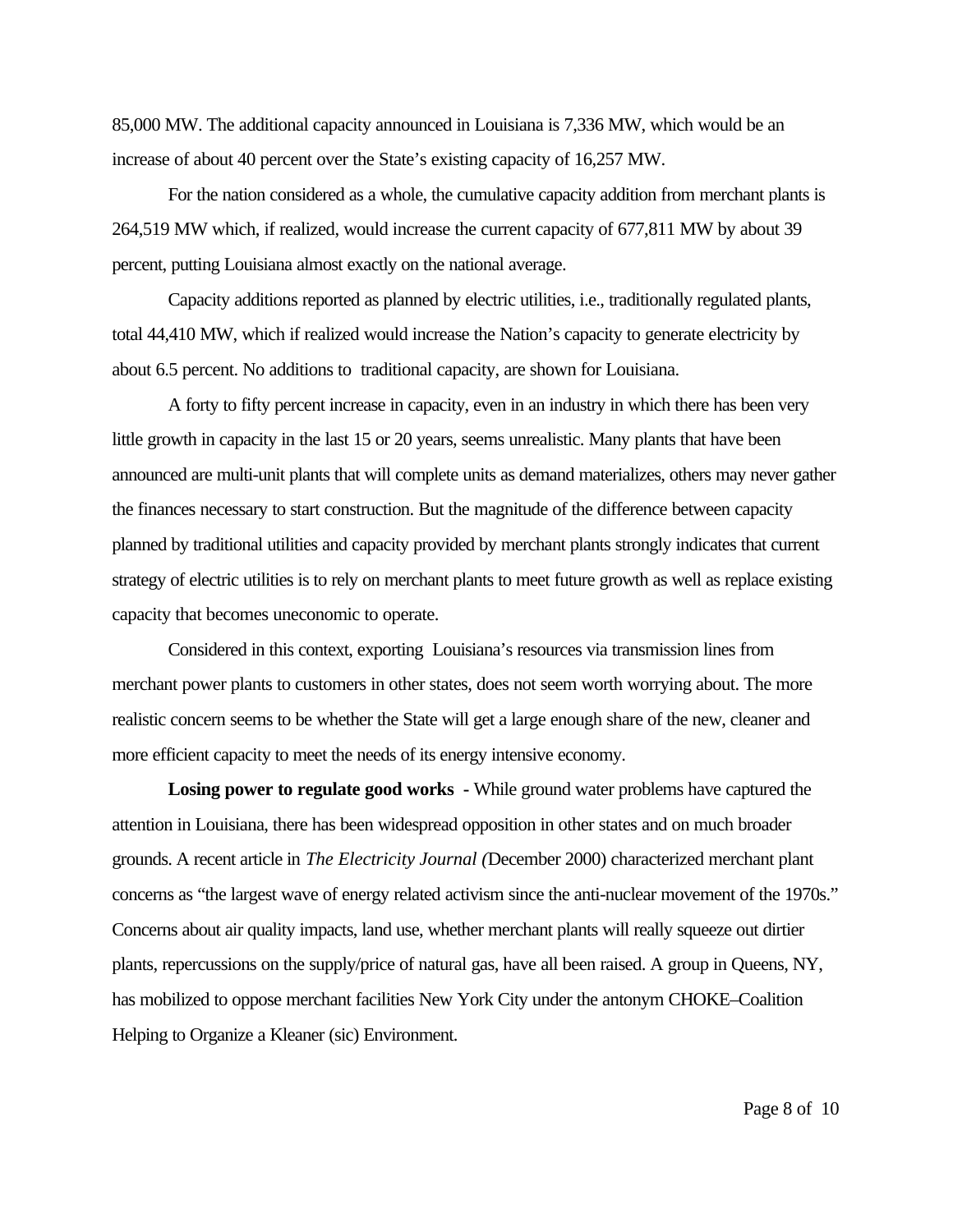85,000 MW. The additional capacity announced in Louisiana is 7,336 MW, which would be an increase of about 40 percent over the State's existing capacity of 16,257 MW.

For the nation considered as a whole, the cumulative capacity addition from merchant plants is 264,519 MW which, if realized, would increase the current capacity of 677,811 MW by about 39 percent, putting Louisiana almost exactly on the national average.

Capacity additions reported as planned by electric utilities, i.e., traditionally regulated plants, total 44,410 MW, which if realized would increase the Nation's capacity to generate electricity by about 6.5 percent. No additions to traditional capacity, are shown for Louisiana.

A forty to fifty percent increase in capacity, even in an industry in which there has been very little growth in capacity in the last 15 or 20 years, seems unrealistic. Many plants that have been announced are multi-unit plants that will complete units as demand materializes, others may never gather the finances necessary to start construction. But the magnitude of the difference between capacity planned by traditional utilities and capacity provided by merchant plants strongly indicates that current strategy of electric utilities is to rely on merchant plants to meet future growth as well as replace existing capacity that becomes uneconomic to operate.

Considered in this context, exporting Louisiana's resources via transmission lines from merchant power plants to customers in other states, does not seem worth worrying about. The more realistic concern seems to be whether the State will get a large enough share of the new, cleaner and more efficient capacity to meet the needs of its energy intensive economy.

**Losing power to regulate good works** - While ground water problems have captured the attention in Louisiana, there has been widespread opposition in other states and on much broader grounds. A recent article in *The Electricity Journal (*December 2000) characterized merchant plant concerns as "the largest wave of energy related activism since the anti-nuclear movement of the 1970s." Concerns about air quality impacts, land use, whether merchant plants will really squeeze out dirtier plants, repercussions on the supply/price of natural gas, have all been raised. A group in Queens, NY, has mobilized to oppose merchant facilities New York City under the antonym CHOKE–Coalition Helping to Organize a Kleaner (sic) Environment.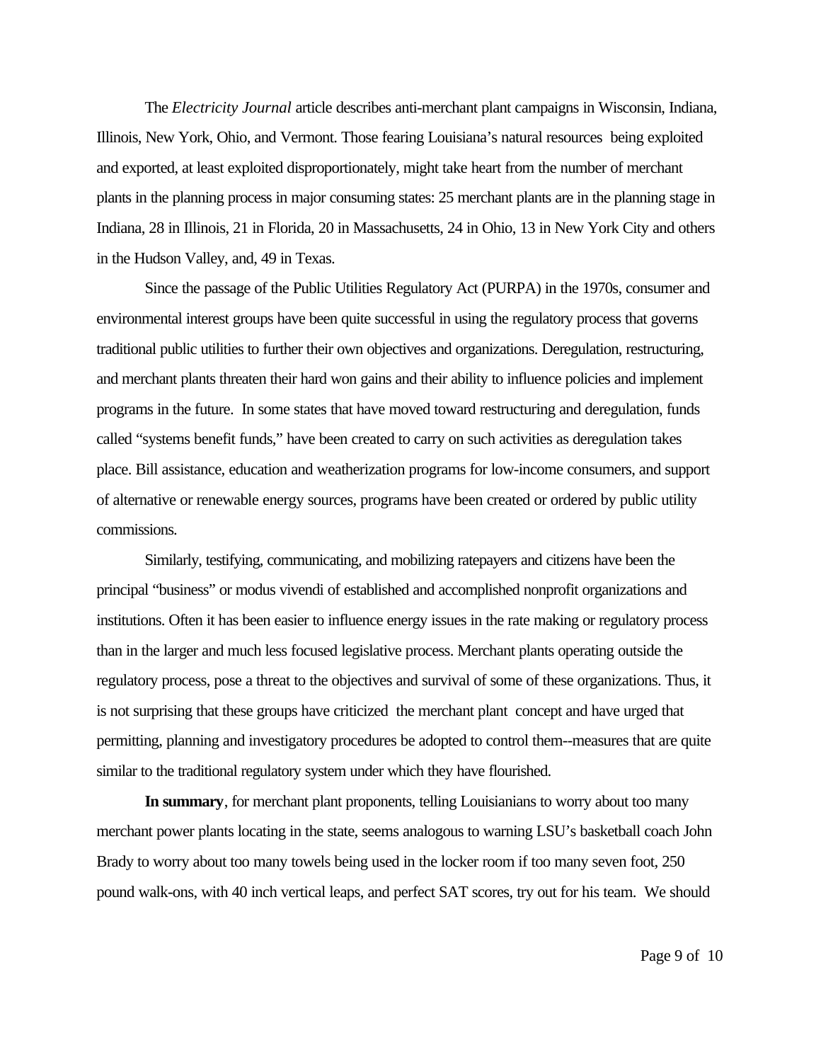The *Electricity Journal* article describes anti-merchant plant campaigns in Wisconsin, Indiana, Illinois, New York, Ohio, and Vermont. Those fearing Louisiana's natural resources being exploited and exported, at least exploited disproportionately, might take heart from the number of merchant plants in the planning process in major consuming states: 25 merchant plants are in the planning stage in Indiana, 28 in Illinois, 21 in Florida, 20 in Massachusetts, 24 in Ohio, 13 in New York City and others in the Hudson Valley, and, 49 in Texas.

Since the passage of the Public Utilities Regulatory Act (PURPA) in the 1970s, consumer and environmental interest groups have been quite successful in using the regulatory process that governs traditional public utilities to further their own objectives and organizations. Deregulation, restructuring, and merchant plants threaten their hard won gains and their ability to influence policies and implement programs in the future. In some states that have moved toward restructuring and deregulation, funds called "systems benefit funds," have been created to carry on such activities as deregulation takes place. Bill assistance, education and weatherization programs for low-income consumers, and support of alternative or renewable energy sources, programs have been created or ordered by public utility commissions.

Similarly, testifying, communicating, and mobilizing ratepayers and citizens have been the principal "business" or modus vivendi of established and accomplished nonprofit organizations and institutions. Often it has been easier to influence energy issues in the rate making or regulatory process than in the larger and much less focused legislative process. Merchant plants operating outside the regulatory process, pose a threat to the objectives and survival of some of these organizations. Thus, it is not surprising that these groups have criticized the merchant plant concept and have urged that permitting, planning and investigatory procedures be adopted to control them--measures that are quite similar to the traditional regulatory system under which they have flourished.

**In summary**, for merchant plant proponents, telling Louisianians to worry about too many merchant power plants locating in the state, seems analogous to warning LSU's basketball coach John Brady to worry about too many towels being used in the locker room if too many seven foot, 250 pound walk-ons, with 40 inch vertical leaps, and perfect SAT scores, try out for his team. We should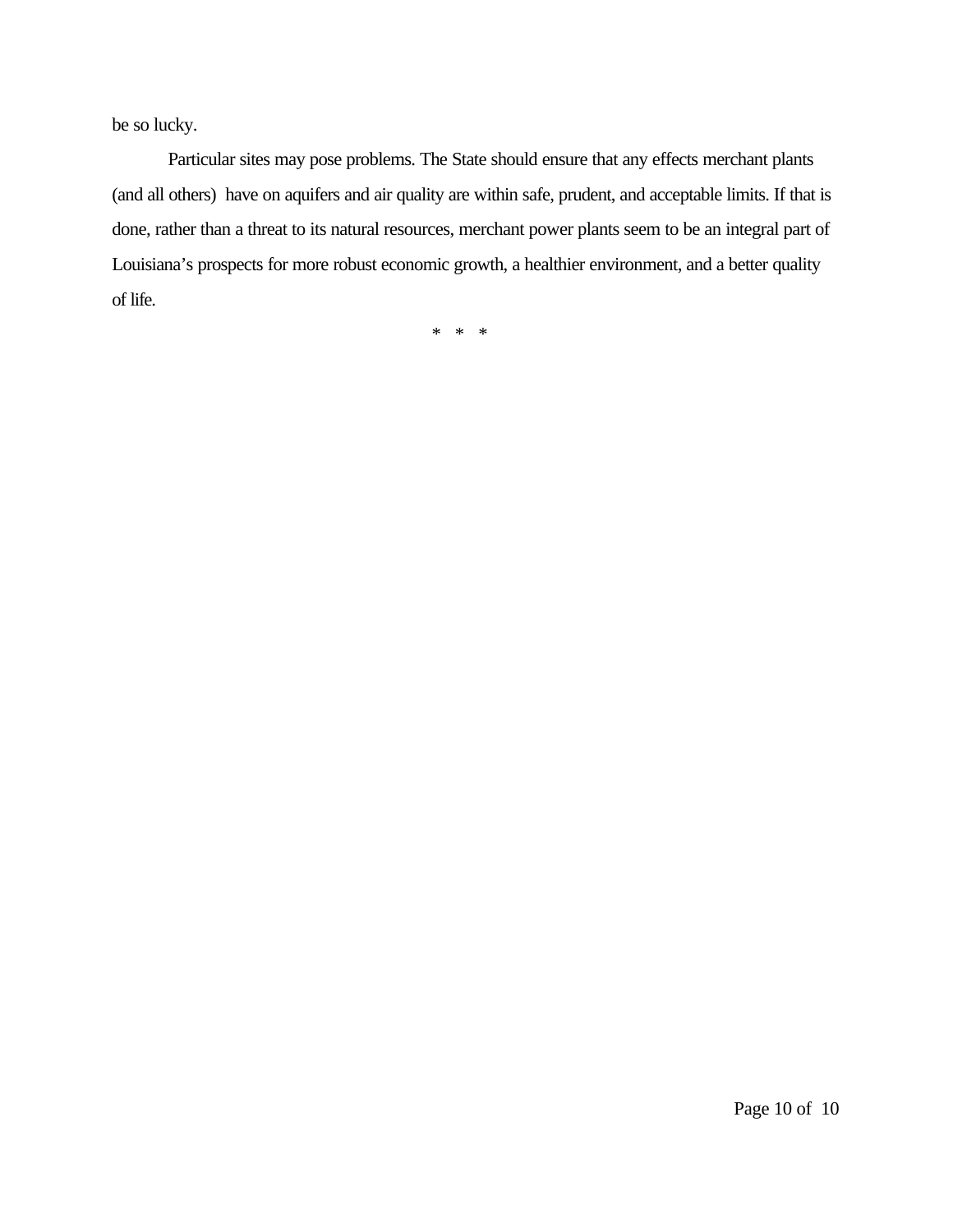be so lucky.

Particular sites may pose problems. The State should ensure that any effects merchant plants (and all others) have on aquifers and air quality are within safe, prudent, and acceptable limits. If that is done, rather than a threat to its natural resources, merchant power plants seem to be an integral part of Louisiana's prospects for more robust economic growth, a healthier environment, and a better quality of life.

\* \* \*